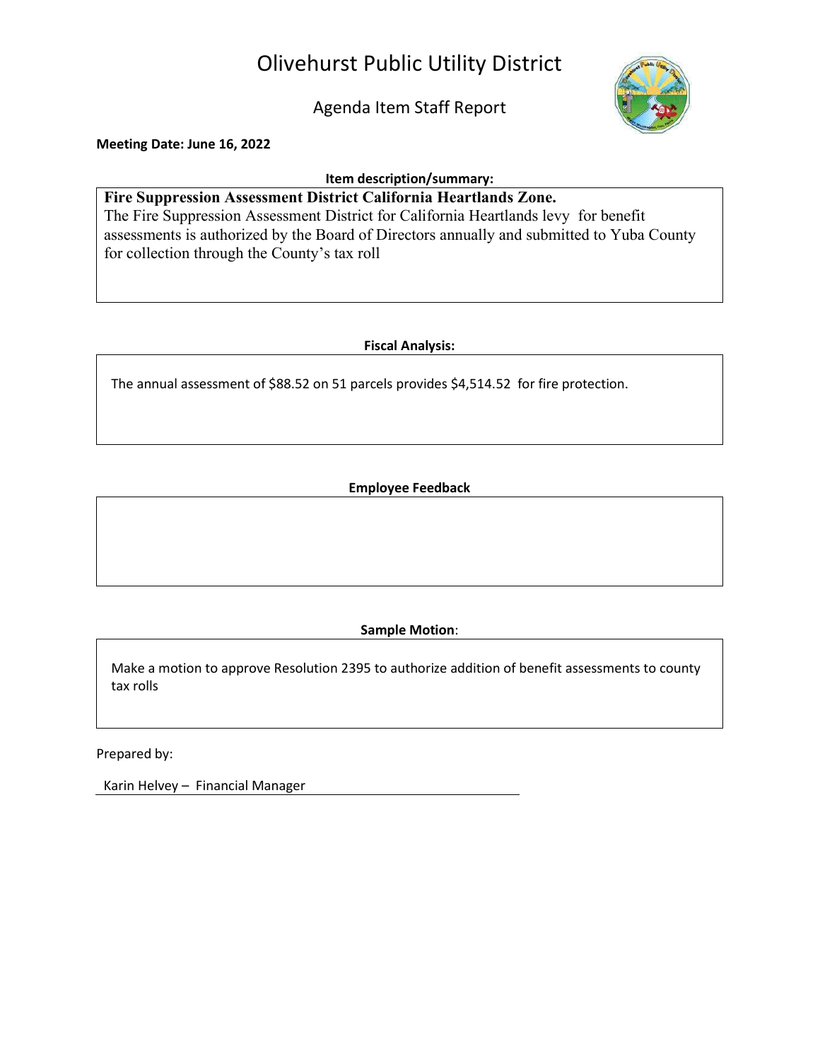# Olivehurst Public Utility District

## Agenda Item Staff Report

**Meeting Date: June 16, 2022**

**Item description/summary:**

**Fire Suppression Assessment District California Heartlands Zone.**

The Fire Suppression Assessment District for California Heartlands levy for benefit assessments is authorized by the Board of Directors annually and submitted to Yuba County for collection through the County's tax roll

**Fiscal Analysis:**

The annual assessment of $88.52 on 51 parcels provides $4,514.52 for fire protection.

**Employee Feedback**

**Sample Motion**:

Make a motion to approve Resolution 2395 to authorize addition of benefit assessments to county tax rolls

Prepared by:

Karin Helvey – Financial Manager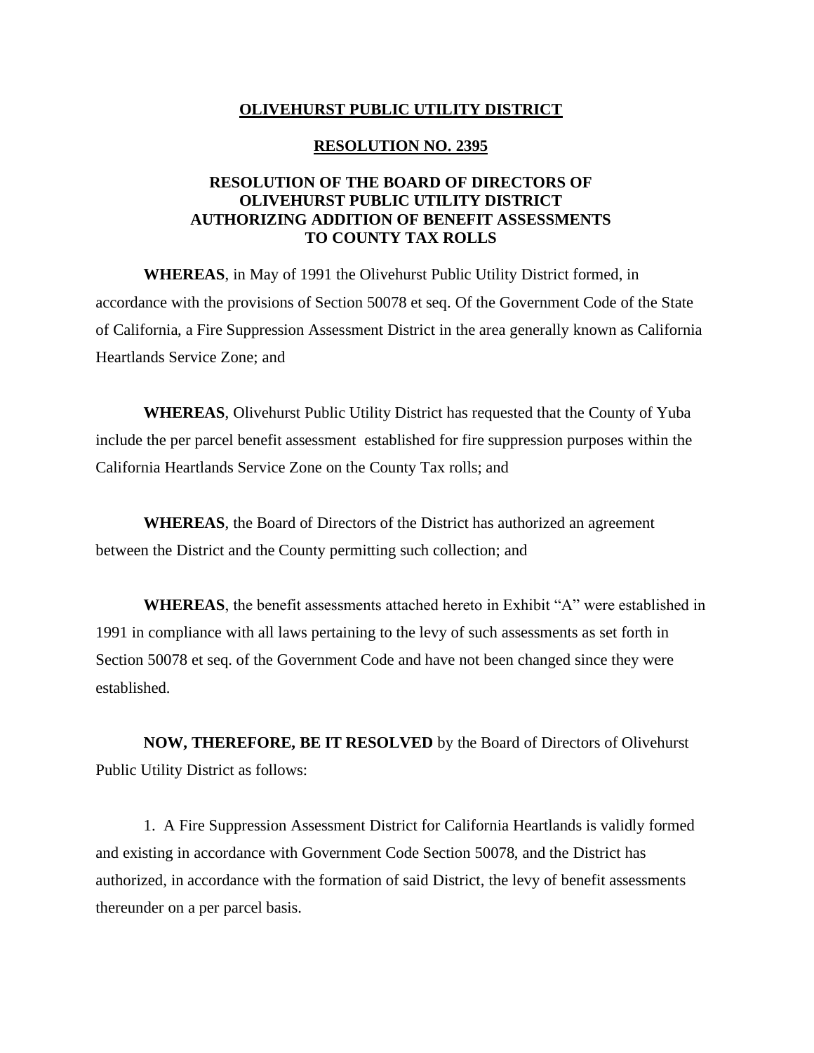**OLIVEHURST PUBLIC UTILITY DISTRICT**

**RESOLUTION NO. 2395**

**RESOLUTION OF THE BOARD OF DIRECTORS OF OLIVEHURST PUBLIC UTILITY DISTRICT AUTHORIZING ADDITION OF BENEFIT ASSESSMENTS TO COUNTY TAX ROLLS**

**WHEREAS**, in May of 1991 the Olivehurst Public Utility District formed, in accordance with the provisions of Section 50078 et seq. Of the Government Code of the State of California, a Fire Suppression Assessment District in the area generally known as California Heartlands Service Zone; and

**WHEREAS**, Olivehurst Public Utility District has requested that the County of Yuba include the per parcel benefit assessment established for fire suppression purposes within the California Heartlands Service Zone on the County Tax rolls; and

**WHEREAS**, the Board of Directors of the District has authorized an agreement between the District and the County permitting such collection; and

**WHEREAS**, the benefit assessments attached hereto in Exhibit "A" were established in 1991 in compliance with all laws pertaining to the levy of such assessments as set forth in Section 50078 et seq. of the Government Code and have not been changed since they were established.

**NOW, THEREFORE, BE IT RESOLVED** by the Board of Directors of Olivehurst Public Utility District as follows:

1. A Fire Suppression Assessment District for California Heartlands is validly formed and existing in accordance with Government Code Section 50078, and the District has authorized, in accordance with the formation of said District, the levy of benefit assessments thereunder on a per parcel basis.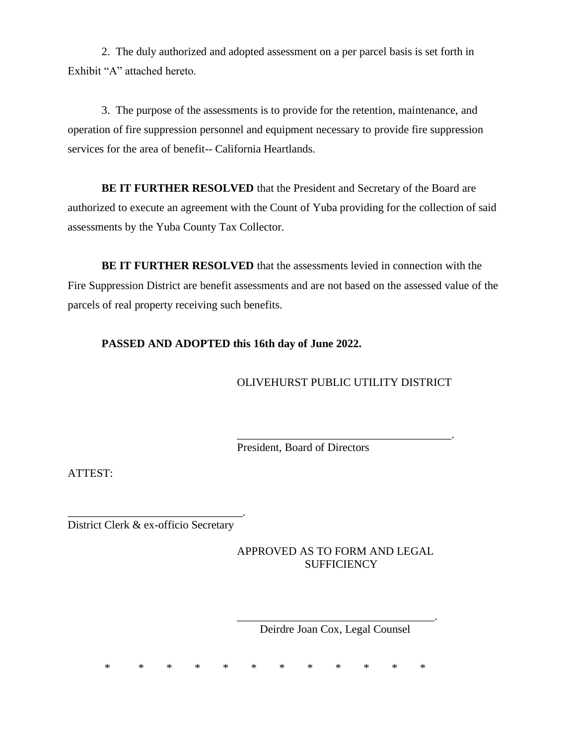2. The duly authorized and adopted assessment on a per parcel basis is set forth in Exhibit "A" attached hereto.

3. The purpose of the assessments is to provide for the retention, maintenance, and operation of fire suppression personnel and equipment necessary to provide fire suppression services for the area of benefit-- California Heartlands.

**BE IT FURTHER RESOLVED** that the President and Secretary of the Board are authorized to execute an agreement with the Count of Yuba providing for the collection of said assessments by the Yuba County Tax Collector.

**BE IT FURTHER RESOLVED** that the assessments levied in connection with the Fire Suppression District are benefit assessments and are not based on the assessed value of the parcels of real property receiving such benefits.

**PASSED AND ADOPTED this 16th day of June 2022.**

OLIVEHURST PUBLIC UTILITY DISTRICT

______________________________________.
President, Board of Directors

ATTEST:

______________________________.
District Clerk & ex-officio Secretary

APPROVED AS TO FORM AND LEGAL SUFFICIENCY

___________________________________.
Deirdre Joan Cox, Legal Counsel

\* \* \* \* \* \* \* \* \* \* \* \*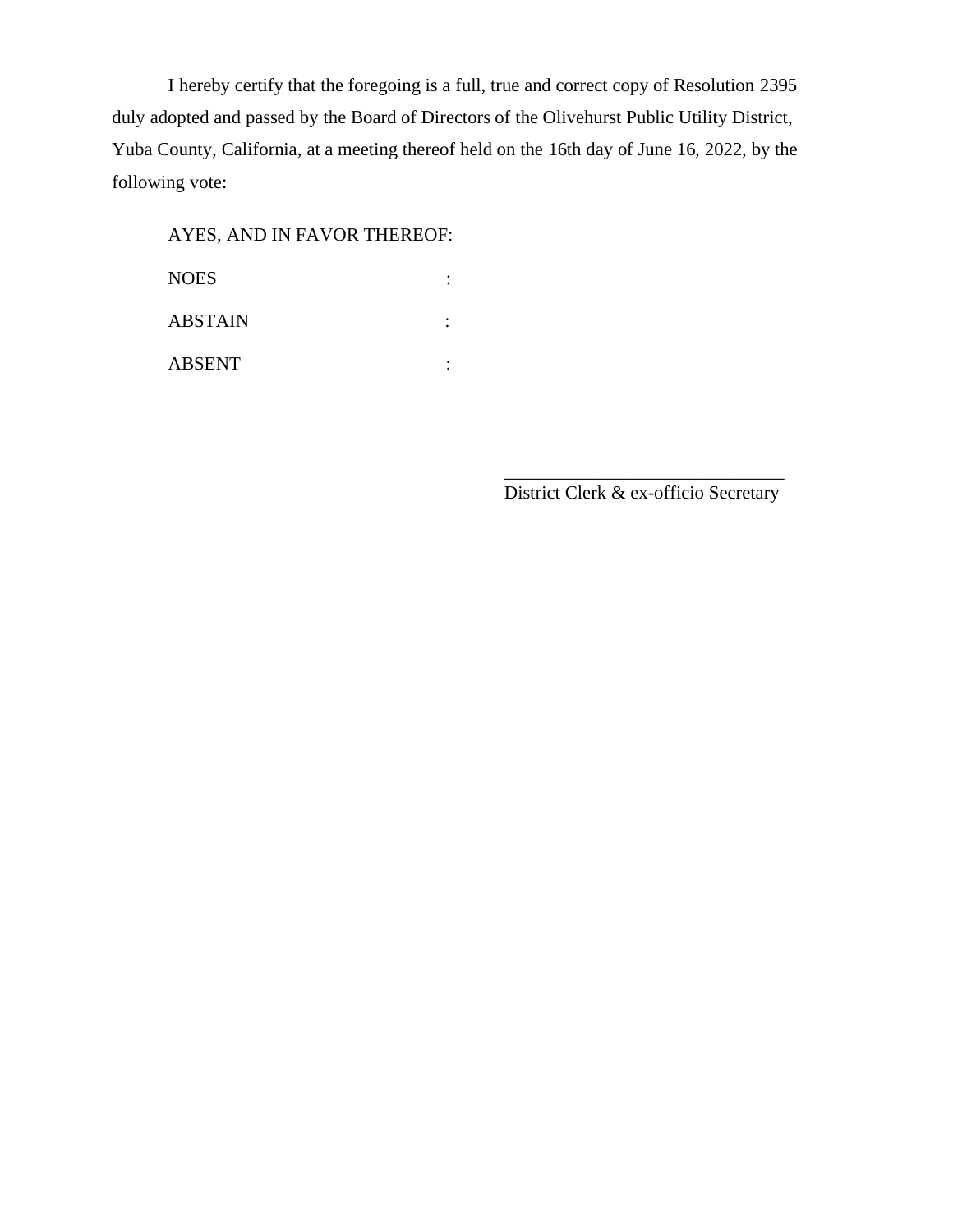I hereby certify that the foregoing is a full, true and correct copy of Resolution 2395 duly adopted and passed by the Board of Directors of the Olivehurst Public Utility District, Yuba County, California, at a meeting thereof held on the 16th day of June 16, 2022, by the following vote:

AYES, AND IN FAVOR THEREOF:

NOES :

ABSTAIN :

ABSENT :

\_\_\_\_\_\_\_\_\_\_\_\_\_\_\_\_\_\_\_\_\_\_\_\_\_\_\_\_\_\_
District Clerk & ex-officio Secretary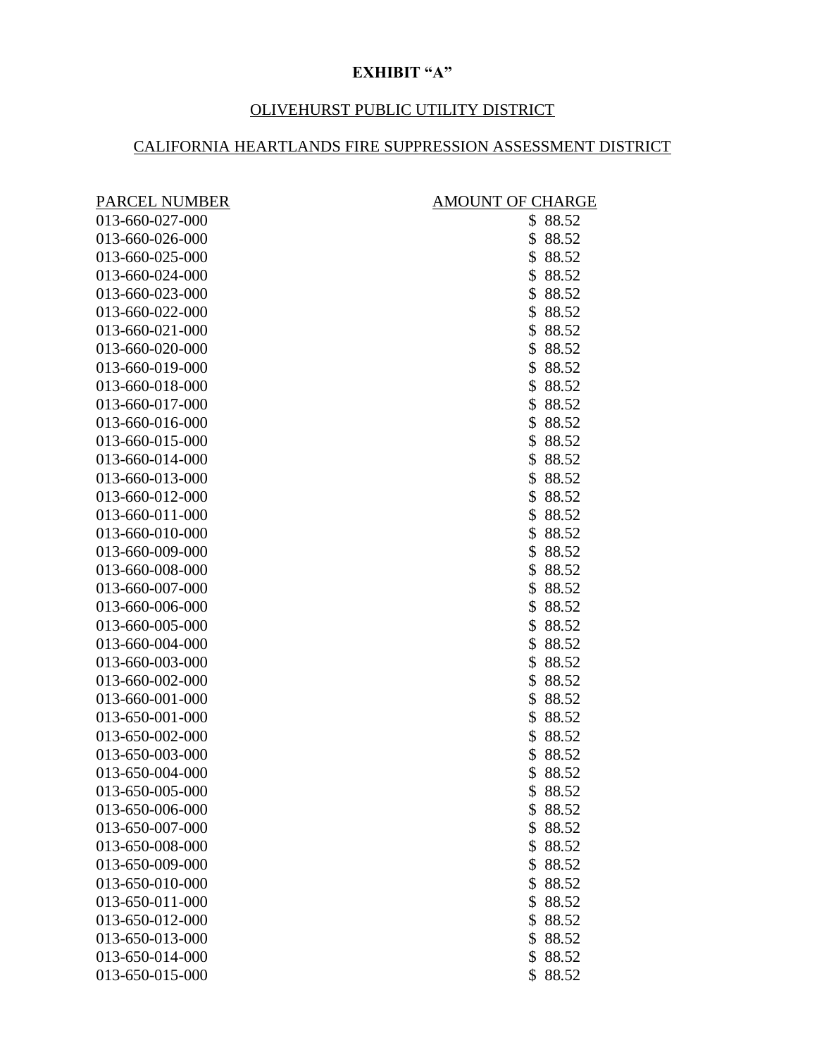**EXHIBIT "A"**

OLIVEHURST PUBLIC UTILITY DISTRICT

CALIFORNIA HEARTLANDS FIRE SUPPRESSION ASSESSMENT DISTRICT

| PARCEL NUMBER | AMOUNT OF CHARGE |
|---|---|
| 013-660-027-000 | $ 88.52 |
| 013-660-026-000 | $ 88.52 |
| 013-660-025-000 | $ 88.52 |
| 013-660-024-000 | $ 88.52 |
| 013-660-023-000 | $ 88.52 |
| 013-660-022-000 | $ 88.52 |
| 013-660-021-000 | $ 88.52 |
| 013-660-020-000 | $ 88.52 |
| 013-660-019-000 | $ 88.52 |
| 013-660-018-000 | $ 88.52 |
| 013-660-017-000 | $ 88.52 |
| 013-660-016-000 | $ 88.52 |
| 013-660-015-000 | $ 88.52 |
| 013-660-014-000 | $ 88.52 |
| 013-660-013-000 | $ 88.52 |
| 013-660-012-000 | $ 88.52 |
| 013-660-011-000 | $ 88.52 |
| 013-660-010-000 | $ 88.52 |
| 013-660-009-000 | $ 88.52 |
| 013-660-008-000 | $ 88.52 |
| 013-660-007-000 | $ 88.52 |
| 013-660-006-000 | $ 88.52 |
| 013-660-005-000 | $ 88.52 |
| 013-660-004-000 | $ 88.52 |
| 013-660-003-000 | $ 88.52 |
| 013-660-002-000 | $ 88.52 |
| 013-660-001-000 | $ 88.52 |
| 013-650-001-000 | $ 88.52 |
| 013-650-002-000 | $ 88.52 |
| 013-650-003-000 | $ 88.52 |
| 013-650-004-000 | $ 88.52 |
| 013-650-005-000 | $ 88.52 |
| 013-650-006-000 | $ 88.52 |
| 013-650-007-000 | $ 88.52 |
| 013-650-008-000 | $ 88.52 |
| 013-650-009-000 | $ 88.52 |
| 013-650-010-000 | $ 88.52 |
| 013-650-011-000 | $ 88.52 |
| 013-650-012-000 | $ 88.52 |
| 013-650-013-000 | $ 88.52 |
| 013-650-014-000 | $ 88.52 |
| 013-650-015-000 | $ 88.52 |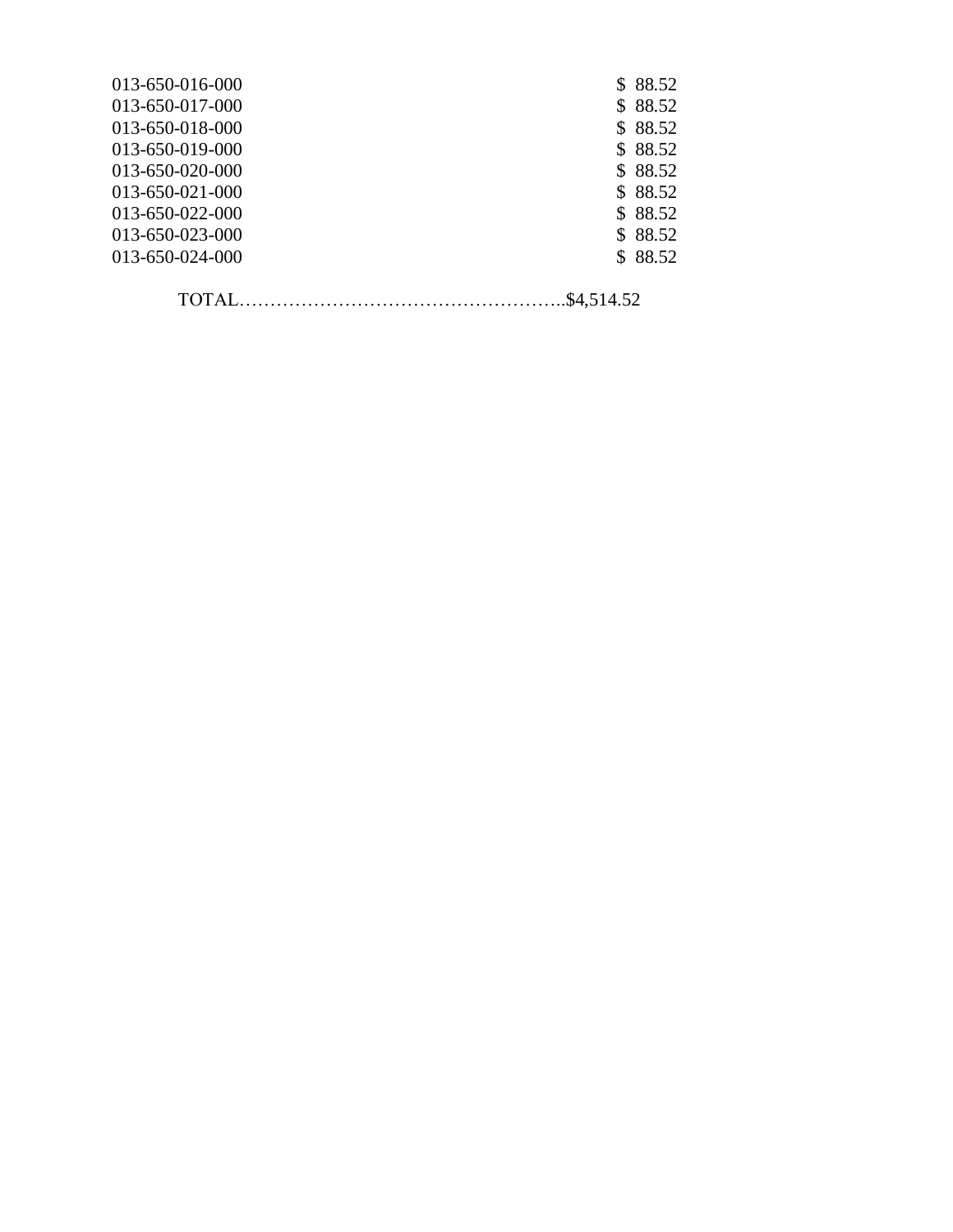| | |
|---|---|
| 013-650-016-000 | $ 88.52 |
| 013-650-017-000 | $ 88.52 |
| 013-650-018-000 | $ 88.52 |
| 013-650-019-000 | $ 88.52 |
| 013-650-020-000 | $ 88.52 |
| 013-650-021-000 | $ 88.52 |
| 013-650-022-000 | $ 88.52 |
| 013-650-023-000 | $ 88.52 |
| 013-650-024-000 | $ 88.52 |

TOTAL……………………………………………..$4,514.52